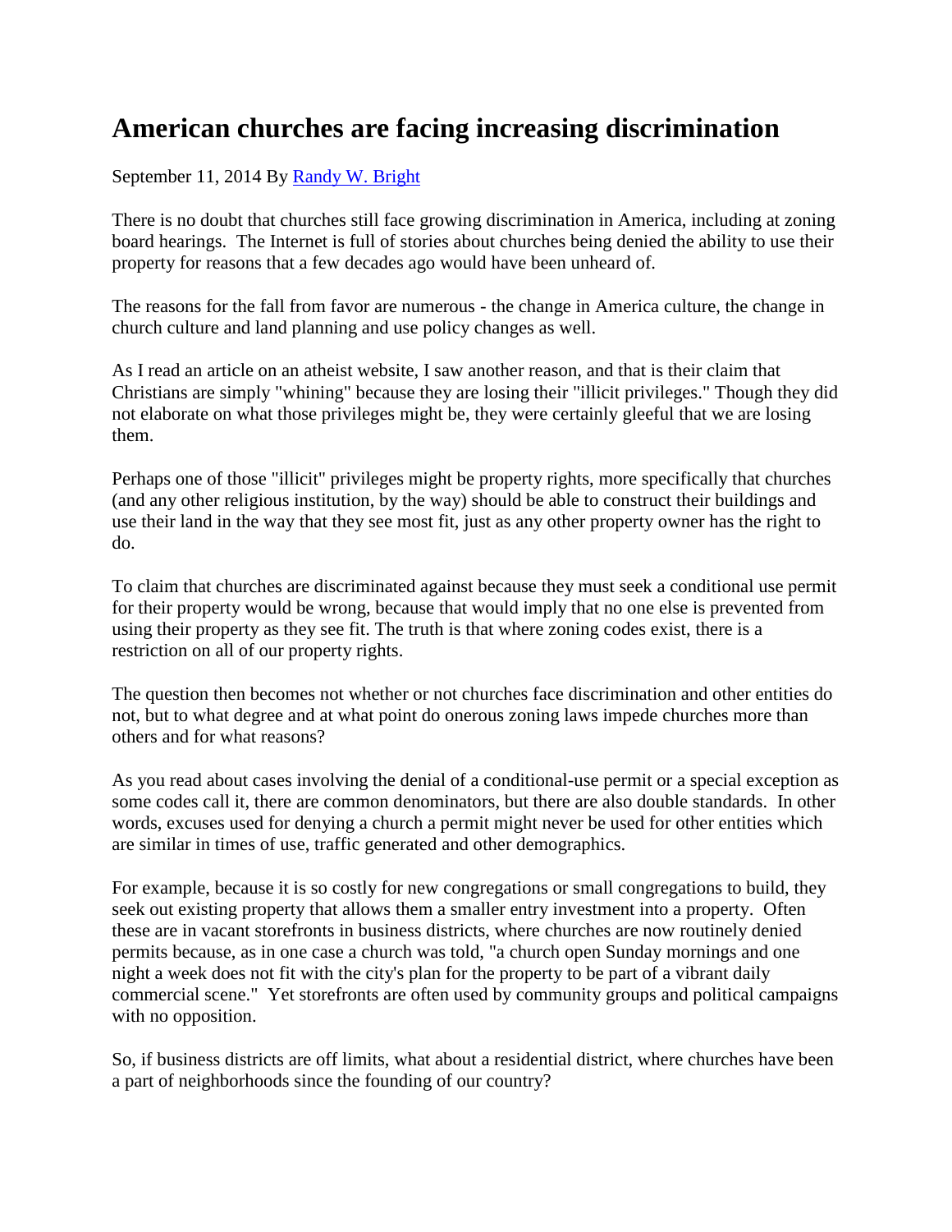# American churches are facing increasing discrimination

September 11, 2014 By Randy W. Bright

There is no doubt that churches still face growing discrimination in America, including at zoning board hearings. The Internet is full of stories about churches being denied the ability to use their property for reasons that a few decades ago would have been unheard of.

The reasons for the fall from favor are numerous - the change in America culture, the change in church culture and land planning and use policy changes as well.

As I read an article on an atheist website, I saw another reason, and that is their claim that Christians are simply "whining" because they are losing their "illicit privileges." Though they did not elaborate on what those privileges might be, they were certainly gleeful that we are losing them.

Perhaps one of those "illicit" privileges might be property rights, more specifically that churches (and any other religious institution, by the way) should be able to construct their buildings and use their land in the way that they see most fit, just as any other property owner has the right to do.

To claim that churches are discriminated against because they must seek a conditional use permit for their property would be wrong, because that would imply that no one else is prevented from using their property as they see fit. The truth is that where zoning codes exist, there is a restriction on all of our property rights.

The question then becomes not whether or not churches face discrimination and other entities do not, but to what degree and at what point do onerous zoning laws impede churches more than others and for what reasons?

As you read about cases involving the denial of a conditional-use permit or a special exception as some codes call it, there are common denominators, but there are also double standards. In other words, excuses used for denying a church a permit might never be used for other entities which are similar in times of use, traffic generated and other demographics.

For example, because it is so costly for new congregations or small congregations to build, they seek out existing property that allows them a smaller entry investment into a property. Often these are in vacant storefronts in business districts, where churches are now routinely denied permits because, as in one case a church was told, "a church open Sunday mornings and one night a week does not fit with the city's plan for the property to be part of a vibrant daily commercial scene." Yet storefronts are often used by community groups and political campaigns with no opposition.

So, if business districts are off limits, what about a residential district, where churches have been a part of neighborhoods since the founding of our country?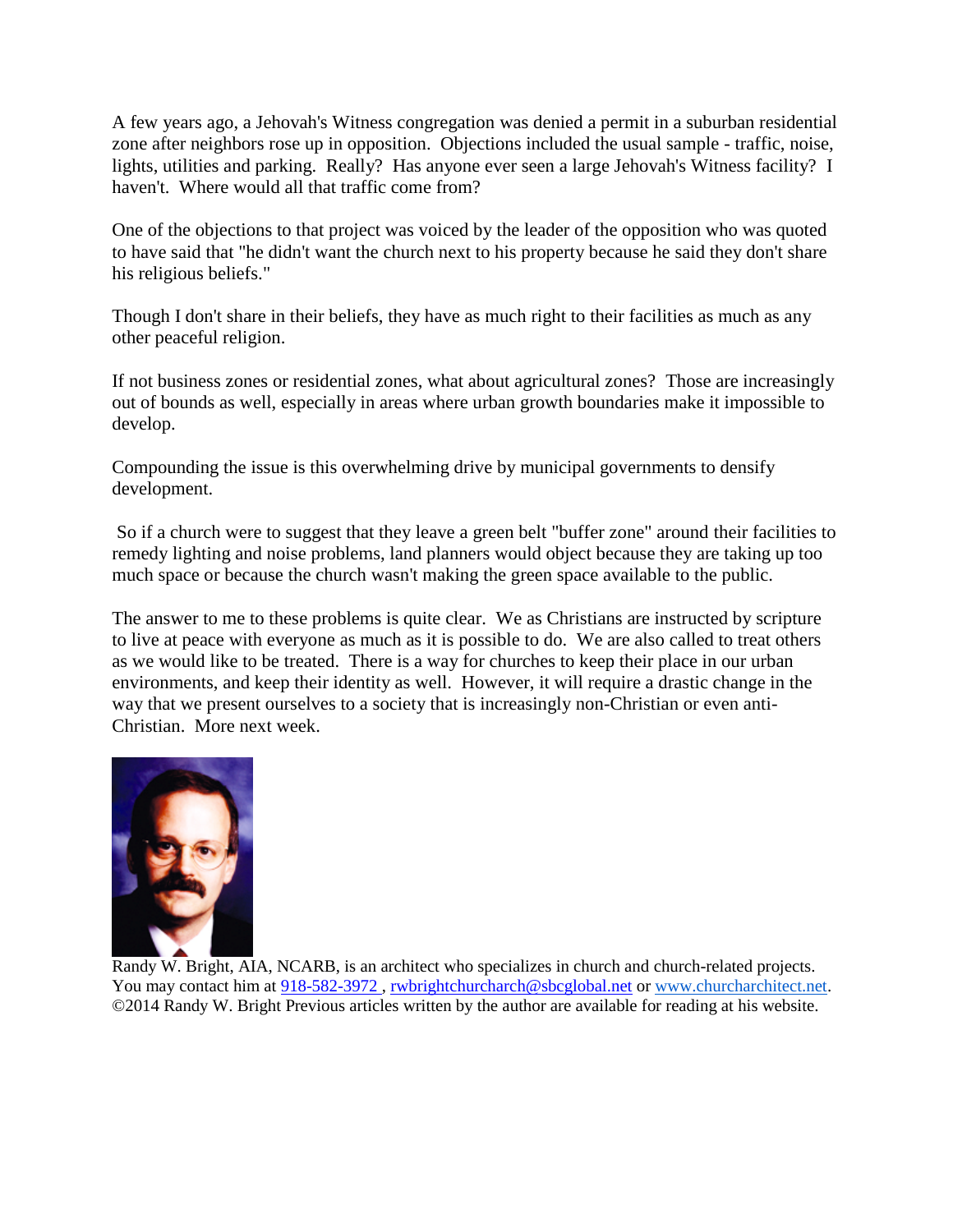A few years ago, a Jehovah's Witness congregation was denied a permit in a suburban residential zone after neighbors rose up in opposition. Objections included the usual sample - traffic, noise, lights, utilities and parking. Really? Has anyone ever seen a large Jehovah's Witness facility? I haven't. Where would all that traffic come from?

One of the objections to that project was voiced by the leader of the opposition who was quoted to have said that "he didn't want the church next to his property because he said they don't share his religious beliefs."

Though I don't share in their beliefs, they have as much right to their facilities as much as any other peaceful religion.

If not business zones or residential zones, what about agricultural zones? Those are increasingly out of bounds as well, especially in areas where urban growth boundaries make it impossible to develop.

Compounding the issue is this overwhelming drive by municipal governments to densify development.

So if a church were to suggest that they leave a green belt "buffer zone" around their facilities to remedy lighting and noise problems, land planners would object because they are taking up too much space or because the church wasn't making the green space available to the public.

The answer to me to these problems is quite clear. We as Christians are instructed by scripture to live at peace with everyone as much as it is possible to do. We are also called to treat others as we would like to be treated. There is a way for churches to keep their place in our urban environments, and keep their identity as well. However, it will require a drastic change in the way that we present ourselves to a society that is increasingly non-Christian or even anti-Christian. More next week.

Randy W. Bright, AIA, NCARB, is an architect who specializes in church and church-related projects. You may contact him at 918-582-3972 , rwbrightchurcharch@sbcglobal.net or www.churcharchitect.net. ©2014 Randy W. Bright Previous articles written by the author are available for reading at his website.